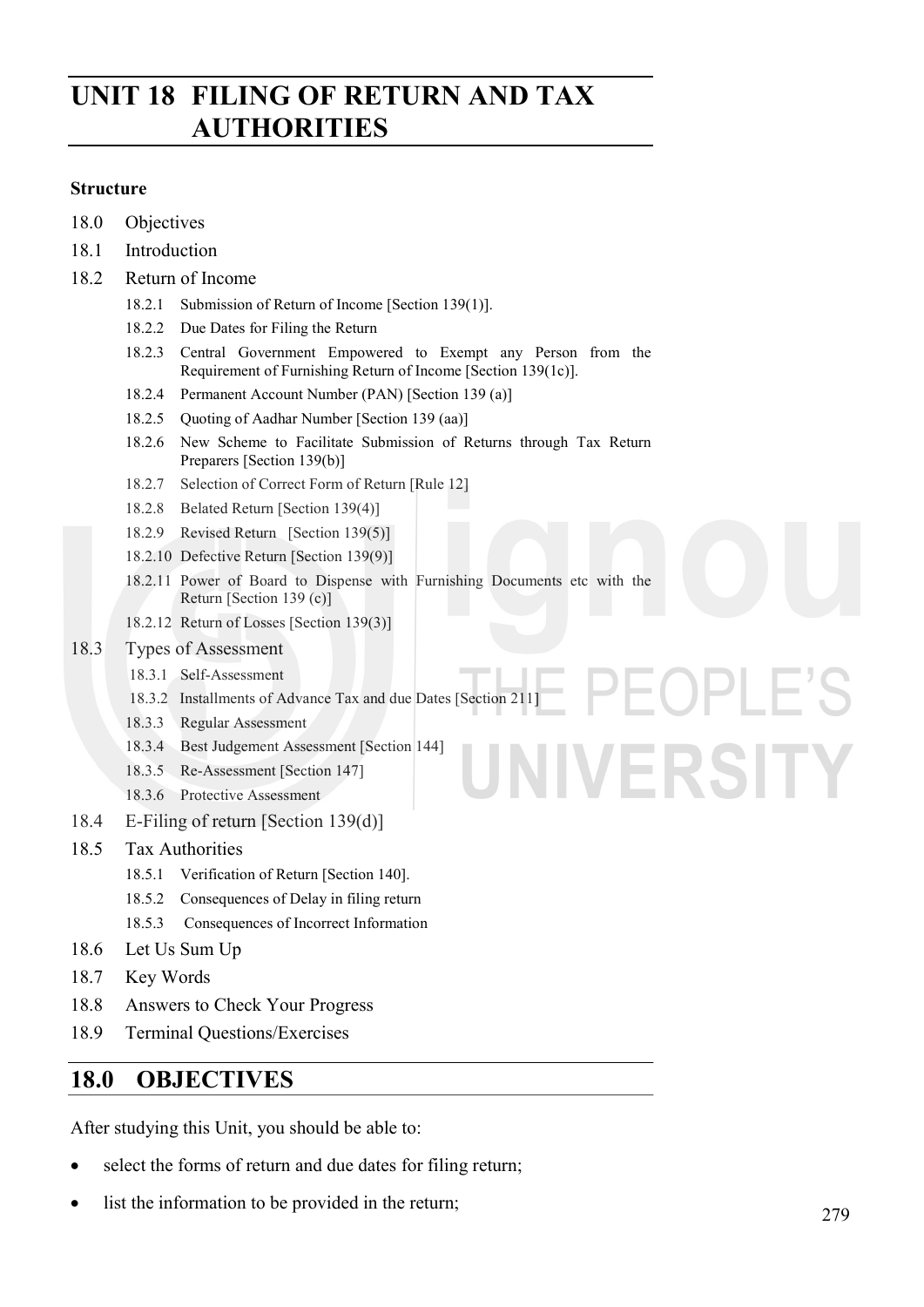# UNIT 18 FILING OF RETURN AND TAX AUTHORITIES

**Structure**

18.0 Objectives

18.1 Introduction

18.2 Return of Income

- 18.2.1 Submission of Return of Income [Section 139(1)].
- 18.2.2 Due Dates for Filing the Return
- 18.2.3 Central Government Empowered to Exempt any Person from the Requirement of Furnishing Return of Income [Section 139(1c)].
- 18.2.4 Permanent Account Number (PAN) [Section 139 (a)]
- 18.2.5 Quoting of Aadhar Number [Section 139 (aa)]
- 18.2.6 New Scheme to Facilitate Submission of Returns through Tax Return Preparers [Section 139(b)]
- 18.2.7 Selection of Correct Form of Return [Rule 12]
- 18.2.8 Belated Return [Section 139(4)]
- 18.2.9 Revised Return [Section 139(5)]
- 18.2.10 Defective Return [Section 139(9)]
- 18.2.11 Power of Board to Dispense with Furnishing Documents etc with the Return [Section 139 (c)]
- 18.2.12 Return of Losses [Section 139(3)]

18.3 Types of Assessment

- 18.3.1 Self-Assessment
- 18.3.2 Installments of Advance Tax and due Dates [Section 211]
- 18.3.3 Regular Assessment
- 18.3.4 Best Judgement Assessment [Section 144]
- 18.3.5 Re-Assessment [Section 147]
- 18.3.6 Protective Assessment

18.4 E-Filing of return [Section 139(d)]

18.5 Tax Authorities

- 18.5.1 Verification of Return [Section 140].
- 18.5.2 Consequences of Delay in filing return
- 18.5.3 Consequences of Incorrect Information

18.6 Let Us Sum Up

18.7 Key Words

18.8 Answers to Check Your Progress

18.9 Terminal Questions/Exercises

## 18.0 OBJECTIVES

After studying this Unit, you should be able to:

- select the forms of return and due dates for filing return;
- list the information to be provided in the return;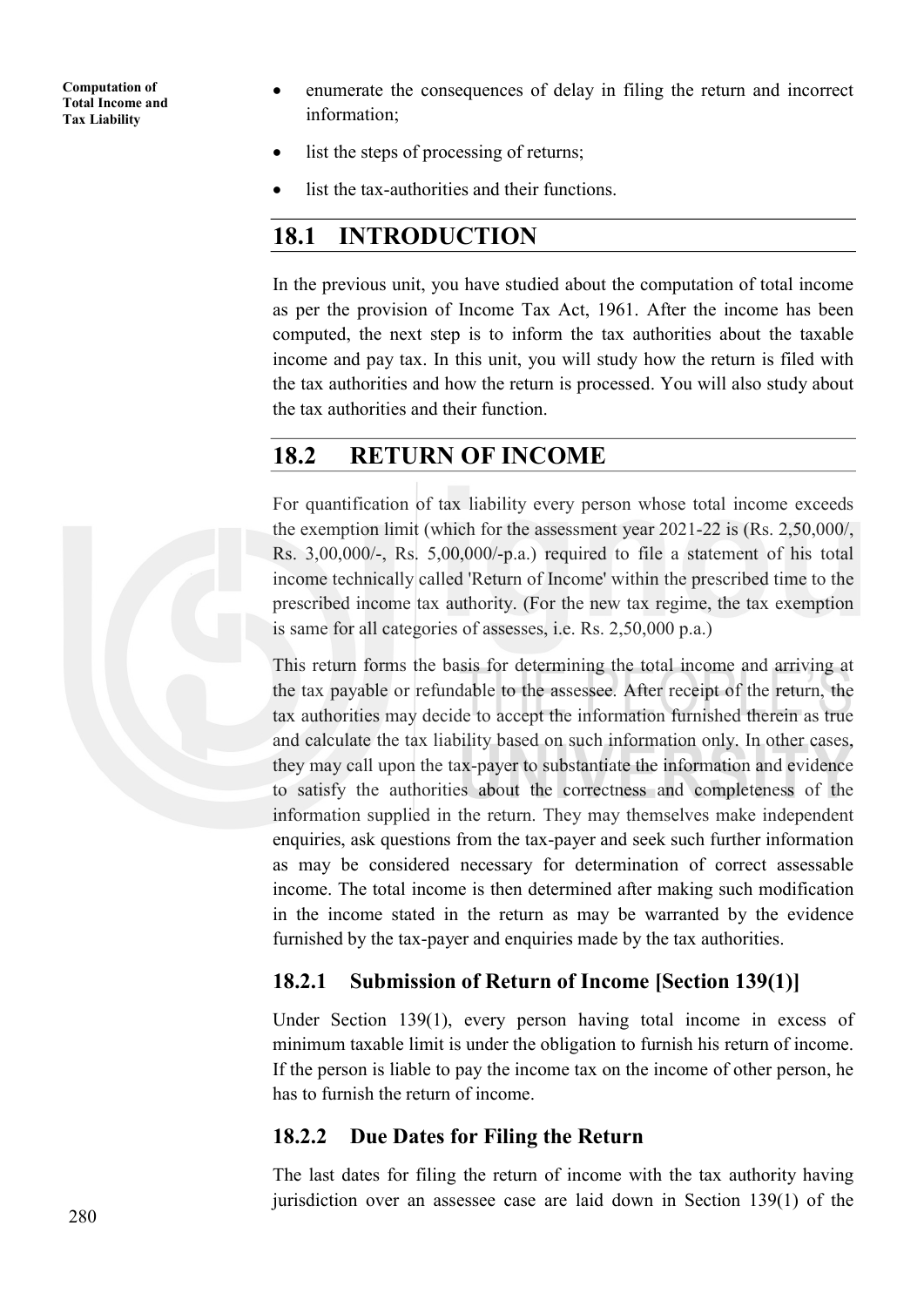- enumerate the consequences of delay in filing the return and incorrect information;
- list the steps of processing of returns;
- list the tax-authorities and their functions.

## 18.1 INTRODUCTION

In the previous unit, you have studied about the computation of total income as per the provision of Income Tax Act, 1961. After the income has been computed, the next step is to inform the tax authorities about the taxable income and pay tax. In this unit, you will study how the return is filed with the tax authorities and how the return is processed. You will also study about the tax authorities and their function.

## 18.2 RETURN OF INCOME

For quantification of tax liability every person whose total income exceeds the exemption limit (which for the assessment year 2021-22 is (Rs. 2,50,000/, Rs. 3,00,000/-, Rs. 5,00,000/-p.a.) required to file a statement of his total income technically called 'Return of Income' within the prescribed time to the prescribed income tax authority. (For the new tax regime, the tax exemption is same for all categories of assesses, i.e. Rs. 2,50,000 p.a.)

This return forms the basis for determining the total income and arriving at the tax payable or refundable to the assessee. After receipt of the return, the tax authorities may decide to accept the information furnished therein as true and calculate the tax liability based on such information only. In other cases, they may call upon the tax-payer to substantiate the information and evidence to satisfy the authorities about the correctness and completeness of the information supplied in the return. They may themselves make independent enquiries, ask questions from the tax-payer and seek such further information as may be considered necessary for determination of correct assessable income. The total income is then determined after making such modification in the income stated in the return as may be warranted by the evidence furnished by the tax-payer and enquiries made by the tax authorities.

### 18.2.1 Submission of Return of Income [Section 139(1)]

Under Section 139(1), every person having total income in excess of minimum taxable limit is under the obligation to furnish his return of income. If the person is liable to pay the income tax on the income of other person, he has to furnish the return of income.

### 18.2.2 Due Dates for Filing the Return

The last dates for filing the return of income with the tax authority having jurisdiction over an assessee case are laid down in Section 139(1) of the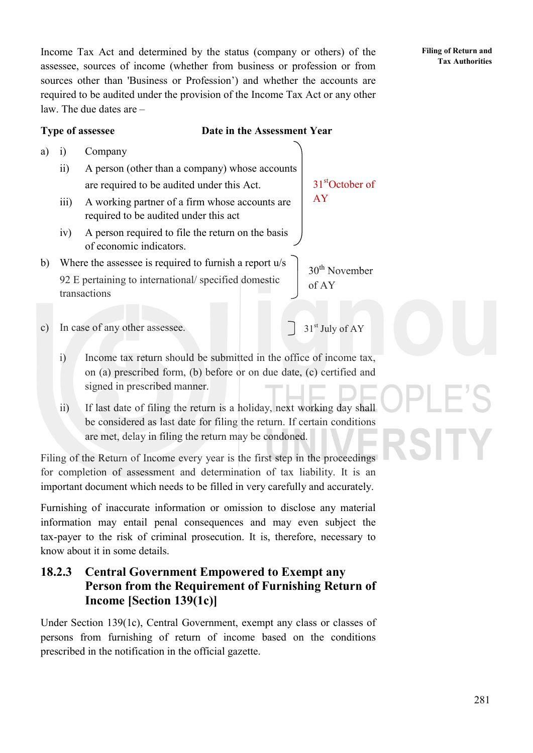Income Tax Act and determined by the status (company or others) of the assessee, sources of income (whether from business or profession or from sources other than 'Business or Profession') and whether the accounts are required to be audited under the provision of the Income Tax Act or any other law. The due dates are –

| Type of assessee | Date in the Assessment Year |
|---|---|
| a) i) Company<br>ii) A person (other than a company) whose accounts are required to be audited under this Act.<br>iii) A working partner of a firm whose accounts are required to be audited under this act<br>iv) A person required to file the return on the basis of economic indicators. | 31st October of AY |
| b) Where the assessee is required to furnish a report u/s 92 E pertaining to international/ specified domestic transactions | 30th November of AY |
| c) In case of any other assessee. | 31st July of AY |

i) Income tax return should be submitted in the office of income tax, on (a) prescribed form, (b) before or on due date, (c) certified and signed in prescribed manner.

ii) If last date of filing the return is a holiday, next working day shall be considered as last date for filing the return. If certain conditions are met, delay in filing the return may be condoned.

Filing of the Return of Income every year is the first step in the proceedings for completion of assessment and determination of tax liability. It is an important document which needs to be filled in very carefully and accurately.

Furnishing of inaccurate information or omission to disclose any material information may entail penal consequences and may even subject the tax-payer to the risk of criminal prosecution. It is, therefore, necessary to know about it in some details.

### 18.2.3 Central Government Empowered to Exempt any Person from the Requirement of Furnishing Return of Income [Section 139(1c)]

Under Section 139(1c), Central Government, exempt any class or classes of persons from furnishing of return of income based on the conditions prescribed in the notification in the official gazette.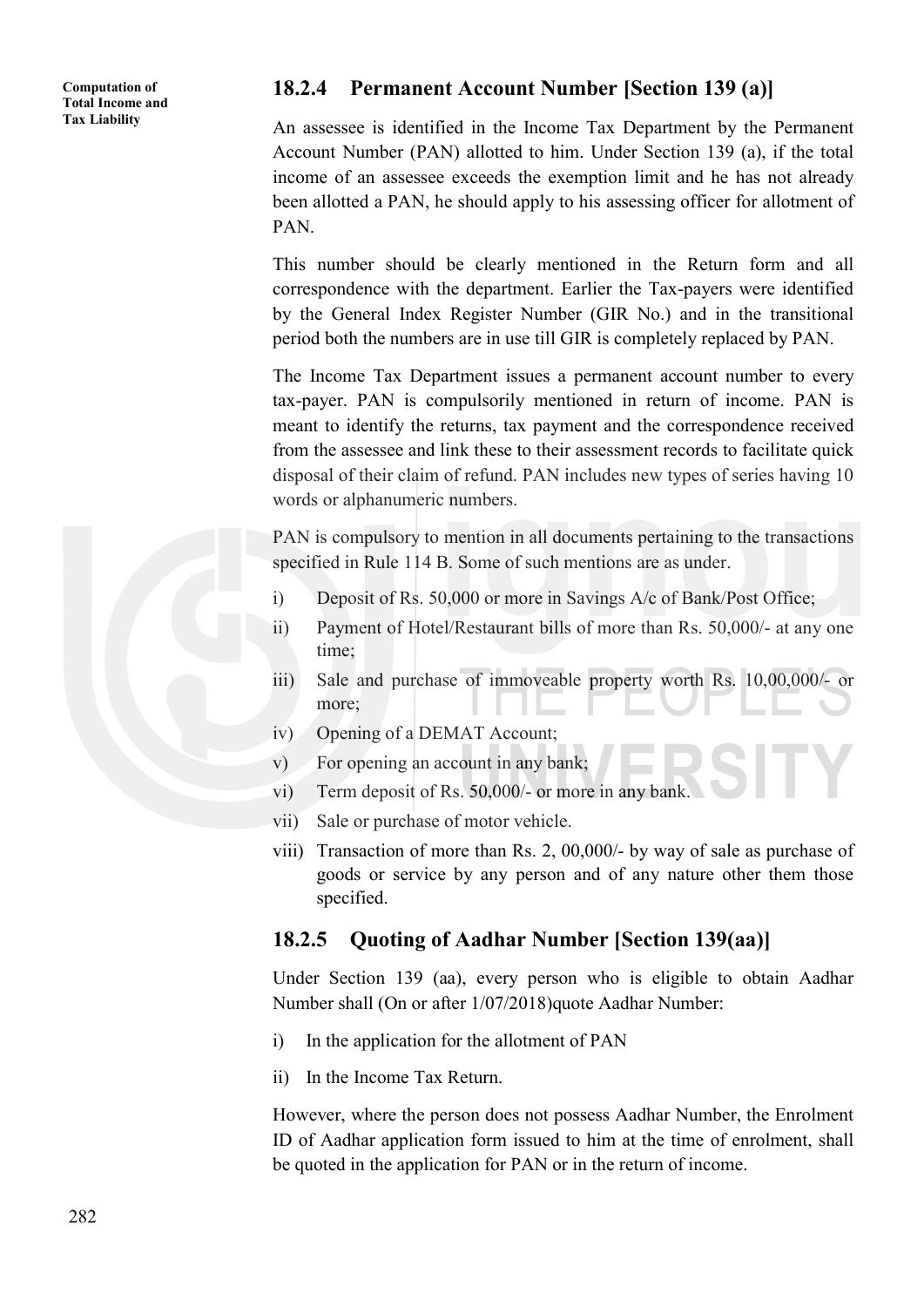### 18.2.4 Permanent Account Number [Section 139 (a)]

An assessee is identified in the Income Tax Department by the Permanent Account Number (PAN) allotted to him. Under Section 139 (a), if the total income of an assessee exceeds the exemption limit and he has not already been allotted a PAN, he should apply to his assessing officer for allotment of PAN.

This number should be clearly mentioned in the Return form and all correspondence with the department. Earlier the Tax-payers were identified by the General Index Register Number (GIR No.) and in the transitional period both the numbers are in use till GIR is completely replaced by PAN.

The Income Tax Department issues a permanent account number to every tax-payer. PAN is compulsorily mentioned in return of income. PAN is meant to identify the returns, tax payment and the correspondence received from the assessee and link these to their assessment records to facilitate quick disposal of their claim of refund. PAN includes new types of series having 10 words or alphanumeric numbers.

PAN is compulsory to mention in all documents pertaining to the transactions specified in Rule 114 B. Some of such mentions are as under.

i) Deposit of Rs. 50,000 or more in Savings A/c of Bank/Post Office;
ii) Payment of Hotel/Restaurant bills of more than Rs. 50,000/- at any one time;
iii) Sale and purchase of immoveable property worth Rs. 10,00,000/- or more;
iv) Opening of a DEMAT Account;
v) For opening an account in any bank;
vi) Term deposit of Rs. 50,000/- or more in any bank.
vii) Sale or purchase of motor vehicle.
viii) Transaction of more than Rs. 2, 00,000/- by way of sale as purchase of goods or service by any person and of any nature other them those specified.

### 18.2.5 Quoting of Aadhar Number [Section 139(aa)]

Under Section 139 (aa), every person who is eligible to obtain Aadhar Number shall (On or after 1/07/2018)quote Aadhar Number:

i) In the application for the allotment of PAN
ii) In the Income Tax Return.

However, where the person does not possess Aadhar Number, the Enrolment ID of Aadhar application form issued to him at the time of enrolment, shall be quoted in the application for PAN or in the return of income.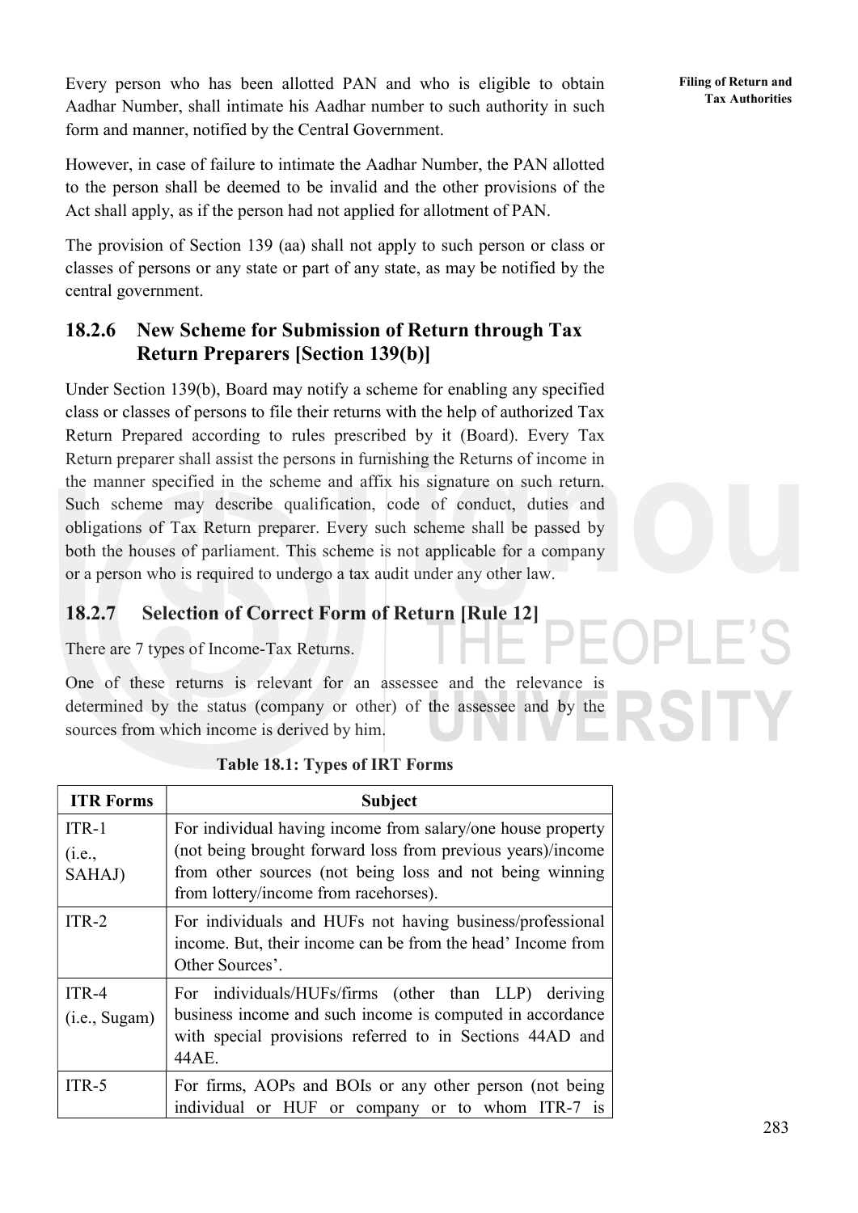Every person who has been allotted PAN and who is eligible to obtain Aadhar Number, shall intimate his Aadhar number to such authority in such form and manner, notified by the Central Government.

However, in case of failure to intimate the Aadhar Number, the PAN allotted to the person shall be deemed to be invalid and the other provisions of the Act shall apply, as if the person had not applied for allotment of PAN.

The provision of Section 139 (aa) shall not apply to such person or class or classes of persons or any state or part of any state, as may be notified by the central government.

### 18.2.6 New Scheme for Submission of Return through Tax Return Preparers [Section 139(b)]

Under Section 139(b), Board may notify a scheme for enabling any specified class or classes of persons to file their returns with the help of authorized Tax Return Prepared according to rules prescribed by it (Board). Every Tax Return preparer shall assist the persons in furnishing the Returns of income in the manner specified in the scheme and affix his signature on such return. Such scheme may describe qualification, code of conduct, duties and obligations of Tax Return preparer. Every such scheme shall be passed by both the houses of parliament. This scheme is not applicable for a company or a person who is required to undergo a tax audit under any other law.

### 18.2.7 Selection of Correct Form of Return [Rule 12]

There are 7 types of Income-Tax Returns.

One of these returns is relevant for an assessee and the relevance is determined by the status (company or other) of the assessee and by the sources from which income is derived by him.

**Table 18.1: Types of IRT Forms**

| ITR Forms | Subject |
|---|---|
| ITR-1 (i.e., SAHAJ) | For individual having income from salary/one house property (not being brought forward loss from previous years)/income from other sources (not being loss and not being winning from lottery/income from racehorses). |
| ITR-2 | For individuals and HUFs not having business/professional income. But, their income can be from the head' Income from Other Sources'. |
| ITR-4 (i.e., Sugam) | For individuals/HUFs/firms (other than LLP) deriving business income and such income is computed in accordance with special provisions referred to in Sections 44AD and 44AE. |
| ITR-5 | For firms, AOPs and BOIs or any other person (not being individual or HUF or company or to whom ITR-7 is |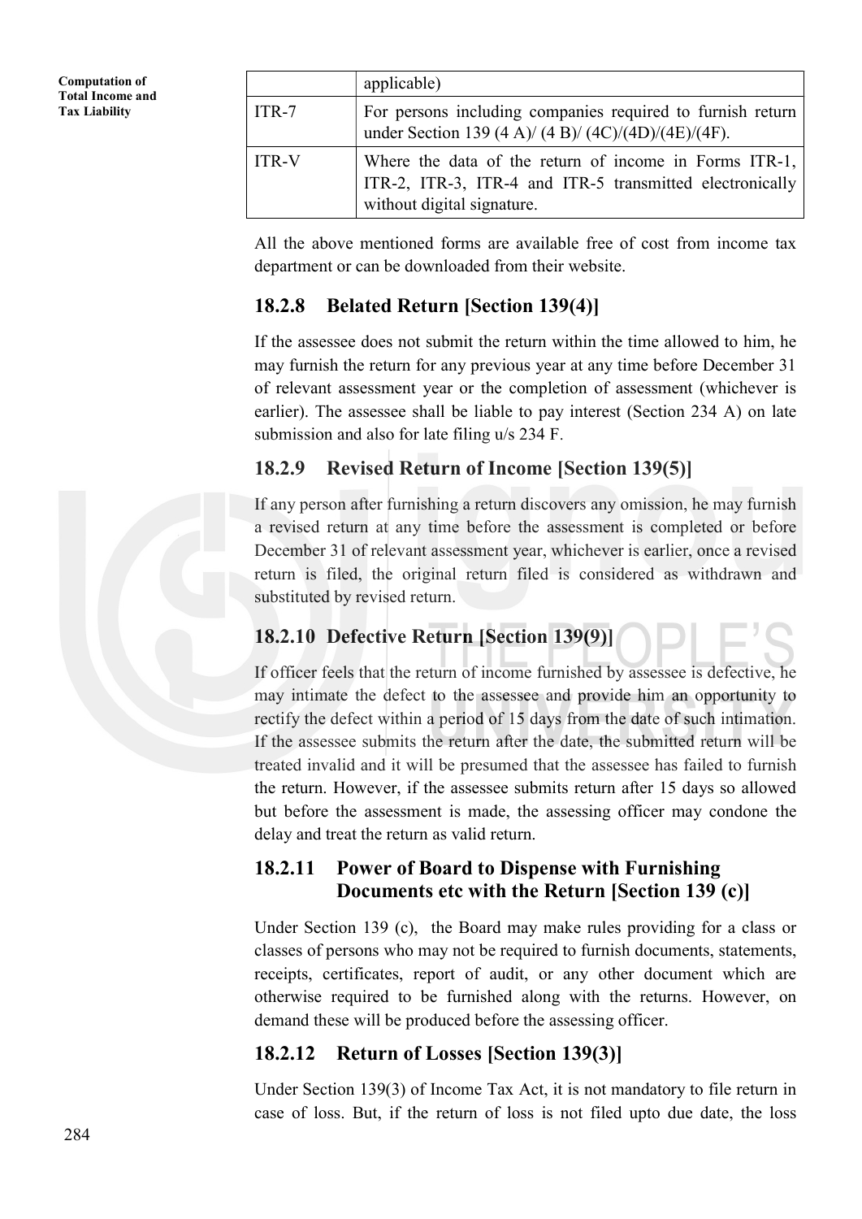|  | applicable) |
| --- | --- |
| ITR-7 | For persons including companies required to furnish return under Section 139 (4 A)/ (4 B)/ (4C)/(4D)/(4E)/(4F). |
| ITR-V | Where the data of the return of income in Forms ITR-1, ITR-2, ITR-3, ITR-4 and ITR-5 transmitted electronically without digital signature. |

All the above mentioned forms are available free of cost from income tax department or can be downloaded from their website.

## 18.2.8 Belated Return [Section 139(4)]

If the assessee does not submit the return within the time allowed to him, he may furnish the return for any previous year at any time before December 31 of relevant assessment year or the completion of assessment (whichever is earlier). The assessee shall be liable to pay interest (Section 234 A) on late submission and also for late filing u/s 234 F.

## 18.2.9 Revised Return of Income [Section 139(5)]

If any person after furnishing a return discovers any omission, he may furnish a revised return at any time before the assessment is completed or before December 31 of relevant assessment year, whichever is earlier, once a revised return is filed, the original return filed is considered as withdrawn and substituted by revised return.

## 18.2.10 Defective Return [Section 139(9)]

If officer feels that the return of income furnished by assessee is defective, he may intimate the defect to the assessee and provide him an opportunity to rectify the defect within a period of 15 days from the date of such intimation. If the assessee submits the return after the date, the submitted return will be treated invalid and it will be presumed that the assessee has failed to furnish the return. However, if the assessee submits return after 15 days so allowed but before the assessment is made, the assessing officer may condone the delay and treat the return as valid return.

## 18.2.11 Power of Board to Dispense with Furnishing Documents etc with the Return [Section 139 (c)]

Under Section 139 (c), the Board may make rules providing for a class or classes of persons who may not be required to furnish documents, statements, receipts, certificates, report of audit, or any other document which are otherwise required to be furnished along with the returns. However, on demand these will be produced before the assessing officer.

## 18.2.12 Return of Losses [Section 139(3)]

Under Section 139(3) of Income Tax Act, it is not mandatory to file return in case of loss. But, if the return of loss is not filed upto due date, the loss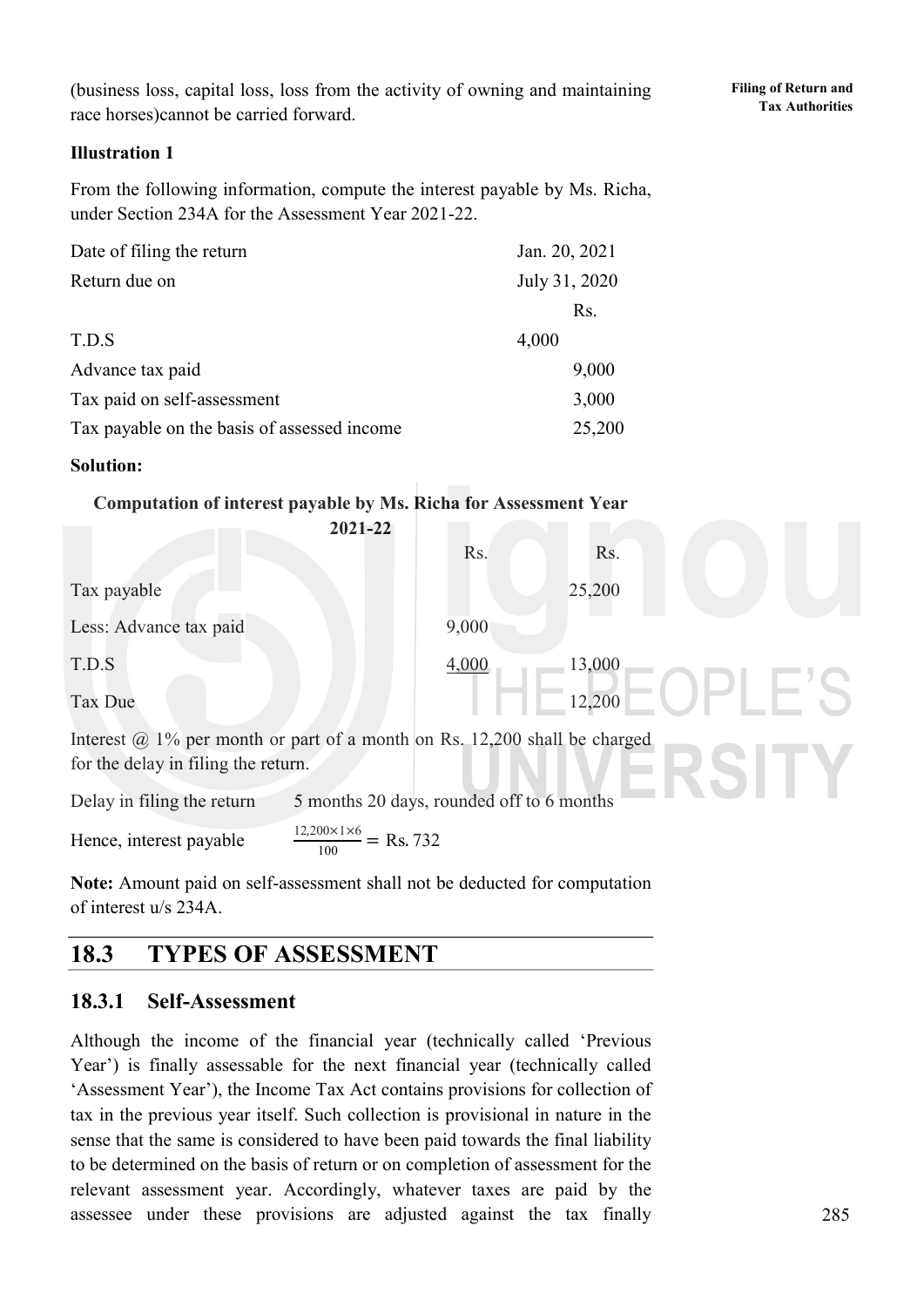(business loss, capital loss, loss from the activity of owning and maintaining race horses)cannot be carried forward.

**Illustration 1**

From the following information, compute the interest payable by Ms. Richa, under Section 234A for the Assessment Year 2021-22.

| | |
|---|---|
| Date of filing the return | Jan. 20, 2021 |
| Return due on | July 31, 2020 |
| | Rs. |
| T.D.S | 4,000 |
| Advance tax paid | 9,000 |
| Tax paid on self-assessment | 3,000 |
| Tax payable on the basis of assessed income | 25,200 |

**Solution:**

**Computation of interest payable by Ms. Richa for Assessment Year 2021-22**

| | Rs. | Rs. |
|---|---|---|
| Tax payable | | 25,200 |
| Less: Advance tax paid | 9,000 | |
| T.D.S | 4,000 | 13,000 |
| Tax Due | | 12,200 |

Interest @ 1% per month or part of a month on Rs. 12,200 shall be charged for the delay in filing the return.

Delay in filing the return 5 months 20 days, rounded off to 6 months

Hence, interest payable $\frac{12{,}200 \times 1 \times 6}{100} = \text{Rs. } 732$

**Note:** Amount paid on self-assessment shall not be deducted for computation of interest u/s 234A.

## 18.3 TYPES OF ASSESSMENT

### 18.3.1 Self-Assessment

Although the income of the financial year (technically called 'Previous Year') is finally assessable for the next financial year (technically called 'Assessment Year'), the Income Tax Act contains provisions for collection of tax in the previous year itself. Such collection is provisional in nature in the sense that the same is considered to have been paid towards the final liability to be determined on the basis of return or on completion of assessment for the relevant assessment year. Accordingly, whatever taxes are paid by the assessee under these provisions are adjusted against the tax finally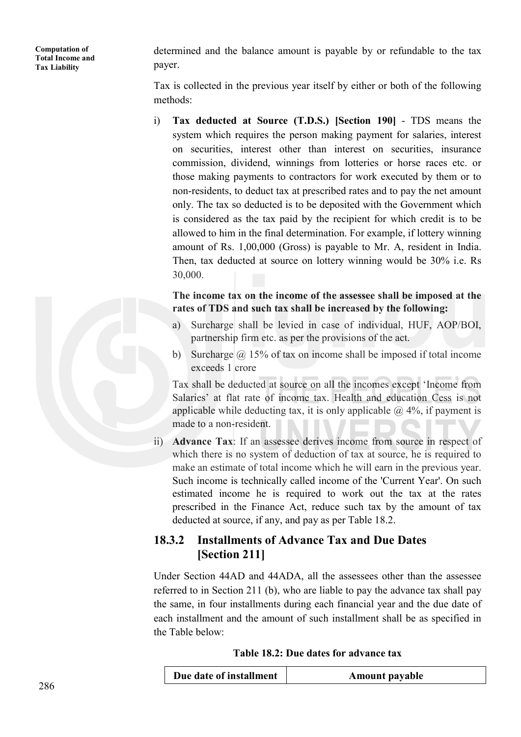determined and the balance amount is payable by or refundable to the tax payer.

Tax is collected in the previous year itself by either or both of the following methods:

i) **Tax deducted at Source (T.D.S.) [Section 190]** - TDS means the system which requires the person making payment for salaries, interest on securities, interest other than interest on securities, insurance commission, dividend, winnings from lotteries or horse races etc. or those making payments to contractors for work executed by them or to non-residents, to deduct tax at prescribed rates and to pay the net amount only. The tax so deducted is to be deposited with the Government which is considered as the tax paid by the recipient for which credit is to be allowed to him in the final determination. For example, if lottery winning amount of Rs. 1,00,000 (Gross) is payable to Mr. A, resident in India. Then, tax deducted at source on lottery winning would be 30% i.e. Rs 30,000.

   **The income tax on the income of the assessee shall be imposed at the rates of TDS and such tax shall be increased by the following:**

   a) Surcharge shall be levied in case of individual, HUF, AOP/BOI, partnership firm etc. as per the provisions of the act.

   b) Surcharge @ 15% of tax on income shall be imposed if total income exceeds 1 crore

   Tax shall be deducted at source on all the incomes except 'Income from Salaries' at flat rate of income tax. Health and education Cess is not applicable while deducting tax, it is only applicable @ 4%, if payment is made to a non-resident.

ii) **Advance Tax**: If an assessee derives income from source in respect of which there is no system of deduction of tax at source, he is required to make an estimate of total income which he will earn in the previous year. Such income is technically called income of the 'Current Year'. On such estimated income he is required to work out the tax at the rates prescribed in the Finance Act, reduce such tax by the amount of tax deducted at source, if any, and pay as per Table 18.2.

## 18.3.2 Installments of Advance Tax and Due Dates [Section 211]

Under Section 44AD and 44ADA, all the assessees other than the assessee referred to in Section 211 (b), who are liable to pay the advance tax shall pay the same, in four installments during each financial year and the due date of each installment and the amount of such installment shall be as specified in the Table below:

**Table 18.2: Due dates for advance tax**

| Due date of installment | Amount payable |
|---|---|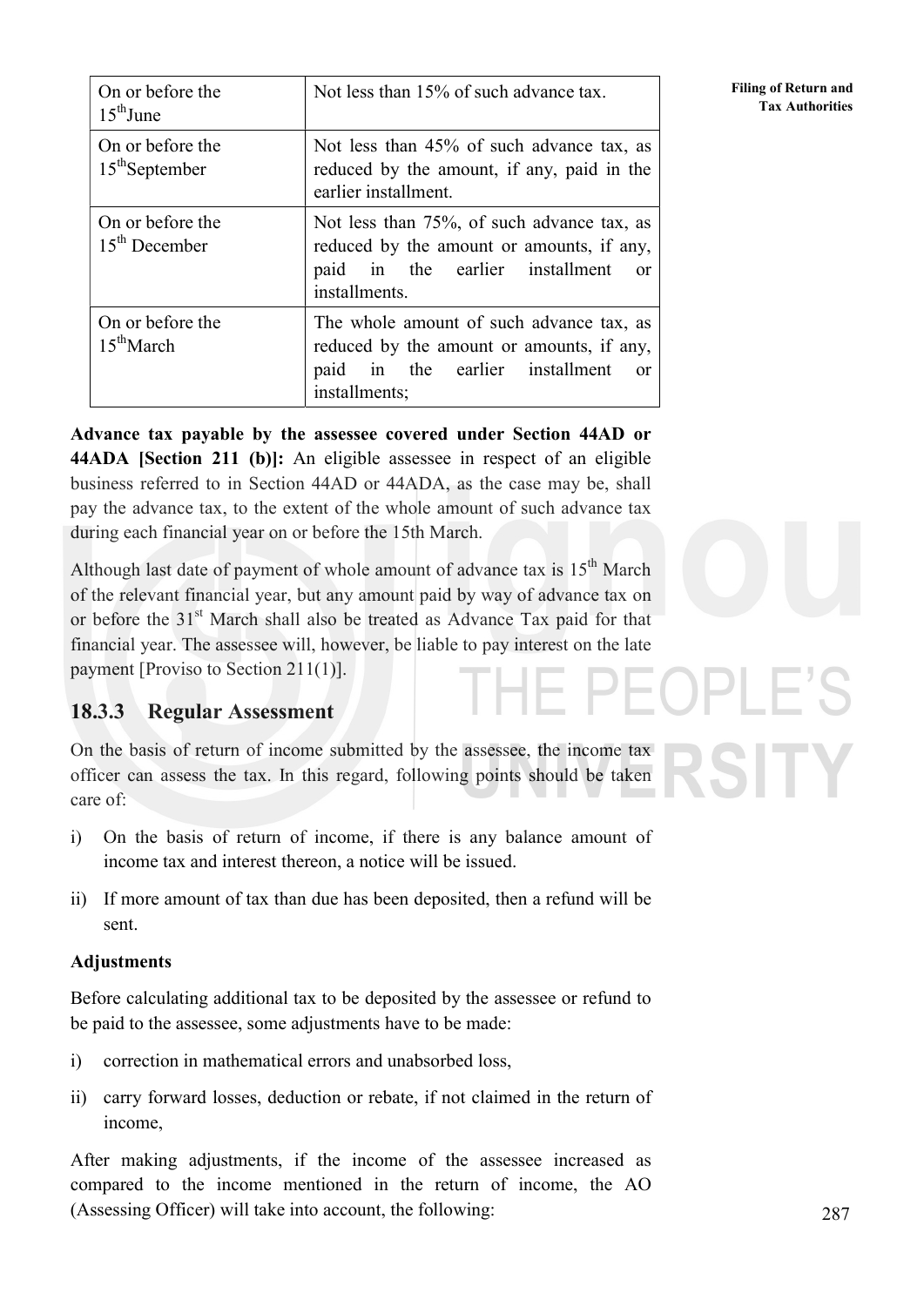| On or before the 15th June | Not less than 15% of such advance tax. |
|---|---|
| On or before the 15th September | Not less than 45% of such advance tax, as reduced by the amount, if any, paid in the earlier installment. |
| On or before the 15th December | Not less than 75%, of such advance tax, as reduced by the amount or amounts, if any, paid in the earlier installment or installments. |
| On or before the 15th March | The whole amount of such advance tax, as reduced by the amount or amounts, if any, paid in the earlier installment or installments; |

**Advance tax payable by the assessee covered under Section 44AD or 44ADA [Section 211 (b)]:** An eligible assessee in respect of an eligible business referred to in Section 44AD or 44ADA, as the case may be, shall pay the advance tax, to the extent of the whole amount of such advance tax during each financial year on or before the 15th March.

Although last date of payment of whole amount of advance tax is 15th March of the relevant financial year, but any amount paid by way of advance tax on or before the 31st March shall also be treated as Advance Tax paid for that financial year. The assessee will, however, be liable to pay interest on the late payment [Proviso to Section 211(1)].

### 18.3.3 Regular Assessment

On the basis of return of income submitted by the assessee, the income tax officer can assess the tax. In this regard, following points should be taken care of:

i) On the basis of return of income, if there is any balance amount of income tax and interest thereon, a notice will be issued.

ii) If more amount of tax than due has been deposited, then a refund will be sent.

**Adjustments**

Before calculating additional tax to be deposited by the assessee or refund to be paid to the assessee, some adjustments have to be made:

i) correction in mathematical errors and unabsorbed loss,

ii) carry forward losses, deduction or rebate, if not claimed in the return of income,

After making adjustments, if the income of the assessee increased as compared to the income mentioned in the return of income, the AO (Assessing Officer) will take into account, the following: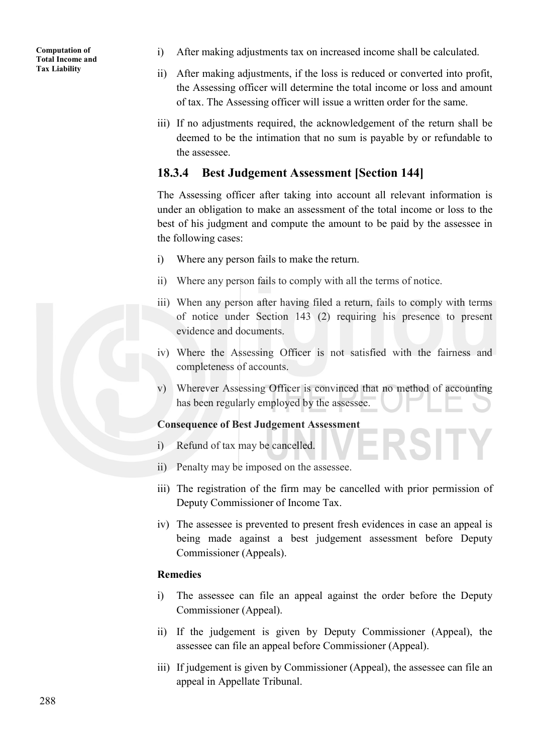i) After making adjustments tax on increased income shall be calculated.

ii) After making adjustments, if the loss is reduced or converted into profit, the Assessing officer will determine the total income or loss and amount of tax. The Assessing officer will issue a written order for the same.

iii) If no adjustments required, the acknowledgement of the return shall be deemed to be the intimation that no sum is payable by or refundable to the assessee.

### 18.3.4 Best Judgement Assessment [Section 144]

The Assessing officer after taking into account all relevant information is under an obligation to make an assessment of the total income or loss to the best of his judgment and compute the amount to be paid by the assessee in the following cases:

i) Where any person fails to make the return.

ii) Where any person fails to comply with all the terms of notice.

iii) When any person after having filed a return, fails to comply with terms of notice under Section 143 (2) requiring his presence to present evidence and documents.

iv) Where the Assessing Officer is not satisfied with the fairness and completeness of accounts.

v) Wherever Assessing Officer is convinced that no method of accounting has been regularly employed by the assessee.

**Consequence of Best Judgement Assessment**

i) Refund of tax may be cancelled.

ii) Penalty may be imposed on the assessee.

iii) The registration of the firm may be cancelled with prior permission of Deputy Commissioner of Income Tax.

iv) The assessee is prevented to present fresh evidences in case an appeal is being made against a best judgement assessment before Deputy Commissioner (Appeals).

**Remedies**

i) The assessee can file an appeal against the order before the Deputy Commissioner (Appeal).

ii) If the judgement is given by Deputy Commissioner (Appeal), the assessee can file an appeal before Commissioner (Appeal).

iii) If judgement is given by Commissioner (Appeal), the assessee can file an appeal in Appellate Tribunal.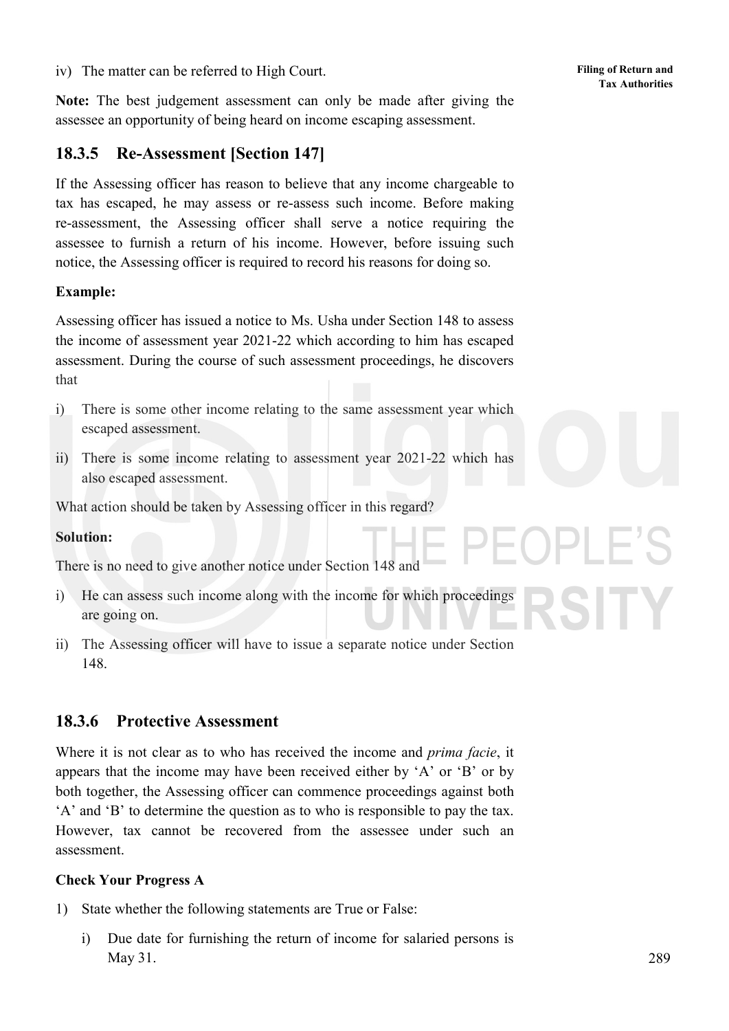iv) The matter can be referred to High Court.

**Note:** The best judgement assessment can only be made after giving the assessee an opportunity of being heard on income escaping assessment.

### 18.3.5 Re-Assessment [Section 147]

If the Assessing officer has reason to believe that any income chargeable to tax has escaped, he may assess or re-assess such income. Before making re-assessment, the Assessing officer shall serve a notice requiring the assessee to furnish a return of his income. However, before issuing such notice, the Assessing officer is required to record his reasons for doing so.

**Example:**

Assessing officer has issued a notice to Ms. Usha under Section 148 to assess the income of assessment year 2021-22 which according to him has escaped assessment. During the course of such assessment proceedings, he discovers that

i) There is some other income relating to the same assessment year which escaped assessment.

ii) There is some income relating to assessment year 2021-22 which has also escaped assessment.

What action should be taken by Assessing officer in this regard?

**Solution:**

There is no need to give another notice under Section 148 and

i) He can assess such income along with the income for which proceedings are going on.

ii) The Assessing officer will have to issue a separate notice under Section 148.

### 18.3.6 Protective Assessment

Where it is not clear as to who has received the income and *prima facie*, it appears that the income may have been received either by 'A' or 'B' or by both together, the Assessing officer can commence proceedings against both 'A' and 'B' to determine the question as to who is responsible to pay the tax. However, tax cannot be recovered from the assessee under such an assessment.

**Check Your Progress A**

1) State whether the following statements are True or False:

    i) Due date for furnishing the return of income for salaried persons is May 31.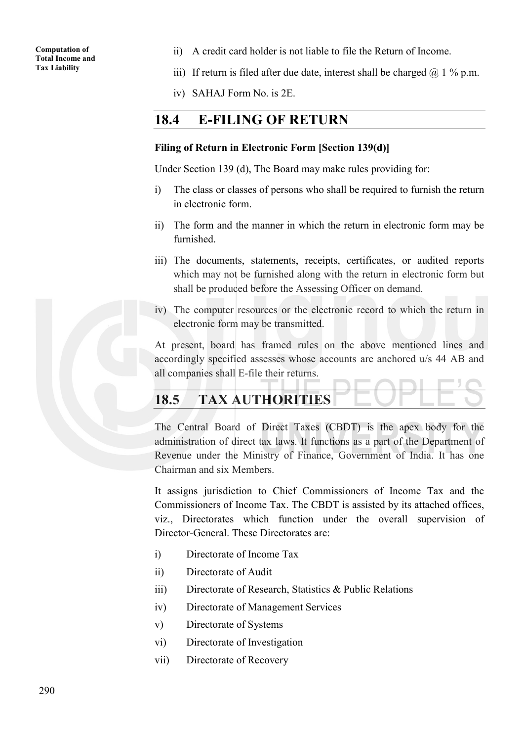ii) A credit card holder is not liable to file the Return of Income.

iii) If return is filed after due date, interest shall be charged @ 1 % p.m.

iv) SAHAJ Form No. is 2E.

## 18.4 E-FILING OF RETURN

**Filing of Return in Electronic Form [Section 139(d)]**

Under Section 139 (d), The Board may make rules providing for:

i) The class or classes of persons who shall be required to furnish the return in electronic form.

ii) The form and the manner in which the return in electronic form may be furnished.

iii) The documents, statements, receipts, certificates, or audited reports which may not be furnished along with the return in electronic form but shall be produced before the Assessing Officer on demand.

iv) The computer resources or the electronic record to which the return in electronic form may be transmitted.

At present, board has framed rules on the above mentioned lines and accordingly specified assesses whose accounts are anchored u/s 44 AB and all companies shall E-file their returns.

## 18.5 TAX AUTHORITIES

The Central Board of Direct Taxes (CBDT) is the apex body for the administration of direct tax laws. It functions as a part of the Department of Revenue under the Ministry of Finance, Government of India. It has one Chairman and six Members.

It assigns jurisdiction to Chief Commissioners of Income Tax and the Commissioners of Income Tax. The CBDT is assisted by its attached offices, viz., Directorates which function under the overall supervision of Director-General. These Directorates are:

i) Directorate of Income Tax

ii) Directorate of Audit

iii) Directorate of Research, Statistics & Public Relations

iv) Directorate of Management Services

v) Directorate of Systems

vi) Directorate of Investigation

vii) Directorate of Recovery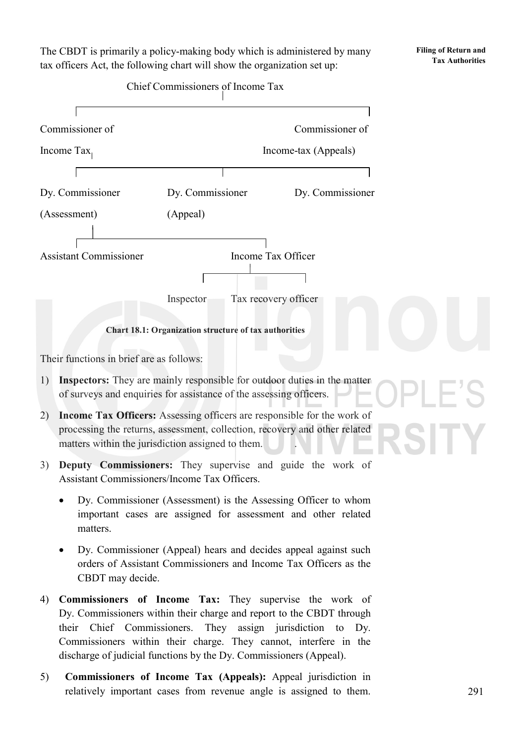The CBDT is primarily a policy-making body which is administered by many tax officers Act, the following chart will show the organization set up:

```
                    Chief Commissioners of Income Tax
                                  |
        ___________________________________________________
        |                                                 |
Commissioner of                                   Commissioner of
Income Tax                                        Income-tax (Appeals)
        |
        ___________________________________________________
        |                       |                         |
Dy. Commissioner        Dy. Commissioner          Dy. Commissioner
(Assessment)            (Appeal)
        |
        ____________________________________
        |                                  |
Assistant Commissioner             Income Tax Officer
                                           |
                                 _____________________
                                 |                   |
                             Inspector    Tax recovery officer
```

**Chart 18.1: Organization structure of tax authorities**

Their functions in brief are as follows:

1) **Inspectors:** They are mainly responsible for outdoor duties in the matter of surveys and enquiries for assistance of the assessing officers.

2) **Income Tax Officers:** Assessing officers are responsible for the work of processing the returns, assessment, collection, recovery and other related matters within the jurisdiction assigned to them.

3) **Deputy Commissioners:** They supervise and guide the work of Assistant Commissioners/Income Tax Officers.

   - Dy. Commissioner (Assessment) is the Assessing Officer to whom important cases are assigned for assessment and other related matters.

   - Dy. Commissioner (Appeal) hears and decides appeal against such orders of Assistant Commissioners and Income Tax Officers as the CBDT may decide.

4) **Commissioners of Income Tax:** They supervise the work of Dy. Commissioners within their charge and report to the CBDT through their Chief Commissioners. They assign jurisdiction to Dy. Commissioners within their charge. They cannot, interfere in the discharge of judicial functions by the Dy. Commissioners (Appeal).

5) **Commissioners of Income Tax (Appeals):** Appeal jurisdiction in relatively important cases from revenue angle is assigned to them.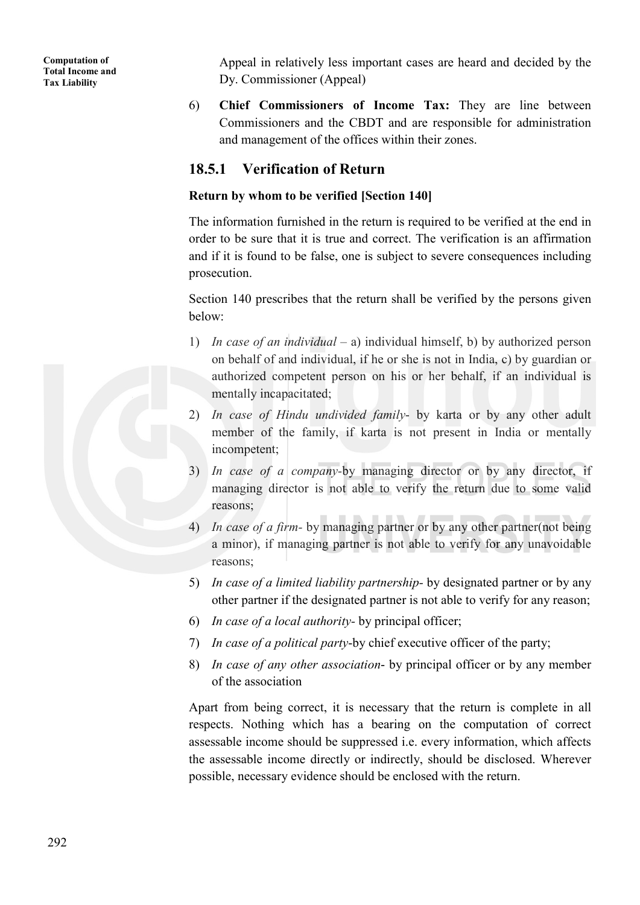Appeal in relatively less important cases are heard and decided by the Dy. Commissioner (Appeal)

6) **Chief Commissioners of Income Tax:** They are line between Commissioners and the CBDT and are responsible for administration and management of the offices within their zones.

### 18.5.1 Verification of Return

**Return by whom to be verified [Section 140]**

The information furnished in the return is required to be verified at the end in order to be sure that it is true and correct. The verification is an affirmation and if it is found to be false, one is subject to severe consequences including prosecution.

Section 140 prescribes that the return shall be verified by the persons given below:

1) *In case of an individual* – a) individual himself, b) by authorized person on behalf of and individual, if he or she is not in India, c) by guardian or authorized competent person on his or her behalf, if an individual is mentally incapacitated;
2) *In case of Hindu undivided family*- by karta or by any other adult member of the family, if karta is not present in India or mentally incompetent;
3) *In case of a company*-by managing director or by any director, if managing director is not able to verify the return due to some valid reasons;
4) *In case of a firm*- by managing partner or by any other partner(not being a minor), if managing partner is not able to verify for any unavoidable reasons;
5) *In case of a limited liability partnership*- by designated partner or by any other partner if the designated partner is not able to verify for any reason;
6) *In case of a local authority*- by principal officer;
7) *In case of a political party*-by chief executive officer of the party;
8) *In case of any other association*- by principal officer or by any member of the association

Apart from being correct, it is necessary that the return is complete in all respects. Nothing which has a bearing on the computation of correct assessable income should be suppressed i.e. every information, which affects the assessable income directly or indirectly, should be disclosed. Wherever possible, necessary evidence should be enclosed with the return.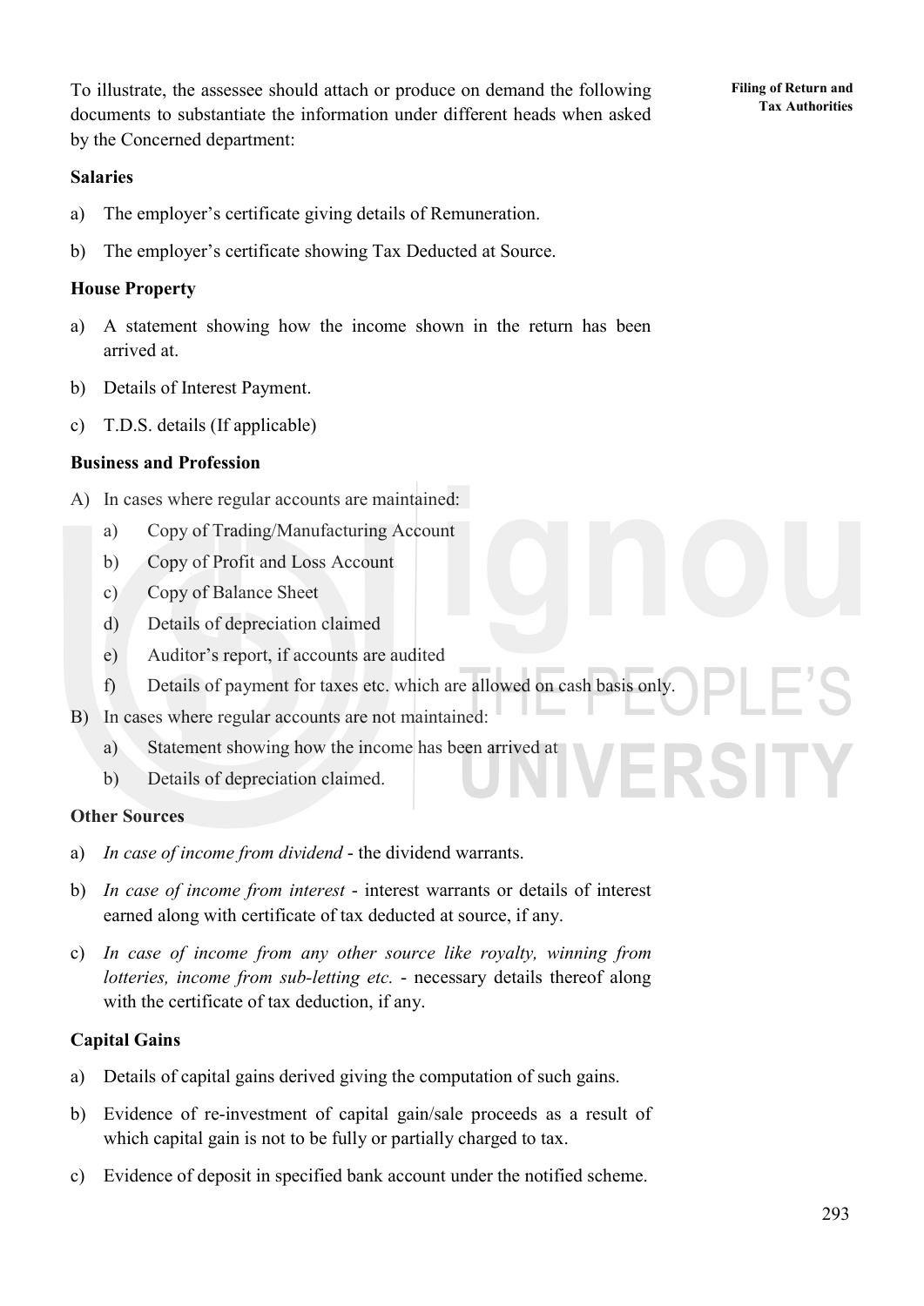To illustrate, the assessee should attach or produce on demand the following documents to substantiate the information under different heads when asked by the Concerned department:

**Salaries**

a) The employer's certificate giving details of Remuneration.

b) The employer's certificate showing Tax Deducted at Source.

**House Property**

a) A statement showing how the income shown in the return has been arrived at.

b) Details of Interest Payment.

c) T.D.S. details (If applicable)

**Business and Profession**

A) In cases where regular accounts are maintained:

   a) Copy of Trading/Manufacturing Account

   b) Copy of Profit and Loss Account

   c) Copy of Balance Sheet

   d) Details of depreciation claimed

   e) Auditor's report, if accounts are audited

   f) Details of payment for taxes etc. which are allowed on cash basis only.

B) In cases where regular accounts are not maintained:

   a) Statement showing how the income has been arrived at

   b) Details of depreciation claimed.

**Other Sources**

a) *In case of income from dividend* - the dividend warrants.

b) *In case of income from interest* - interest warrants or details of interest earned along with certificate of tax deducted at source, if any.

c) *In case of income from any other source like royalty, winning from lotteries, income from sub-letting etc.* - necessary details thereof along with the certificate of tax deduction, if any.

**Capital Gains**

a) Details of capital gains derived giving the computation of such gains.

b) Evidence of re-investment of capital gain/sale proceeds as a result of which capital gain is not to be fully or partially charged to tax.

c) Evidence of deposit in specified bank account under the notified scheme.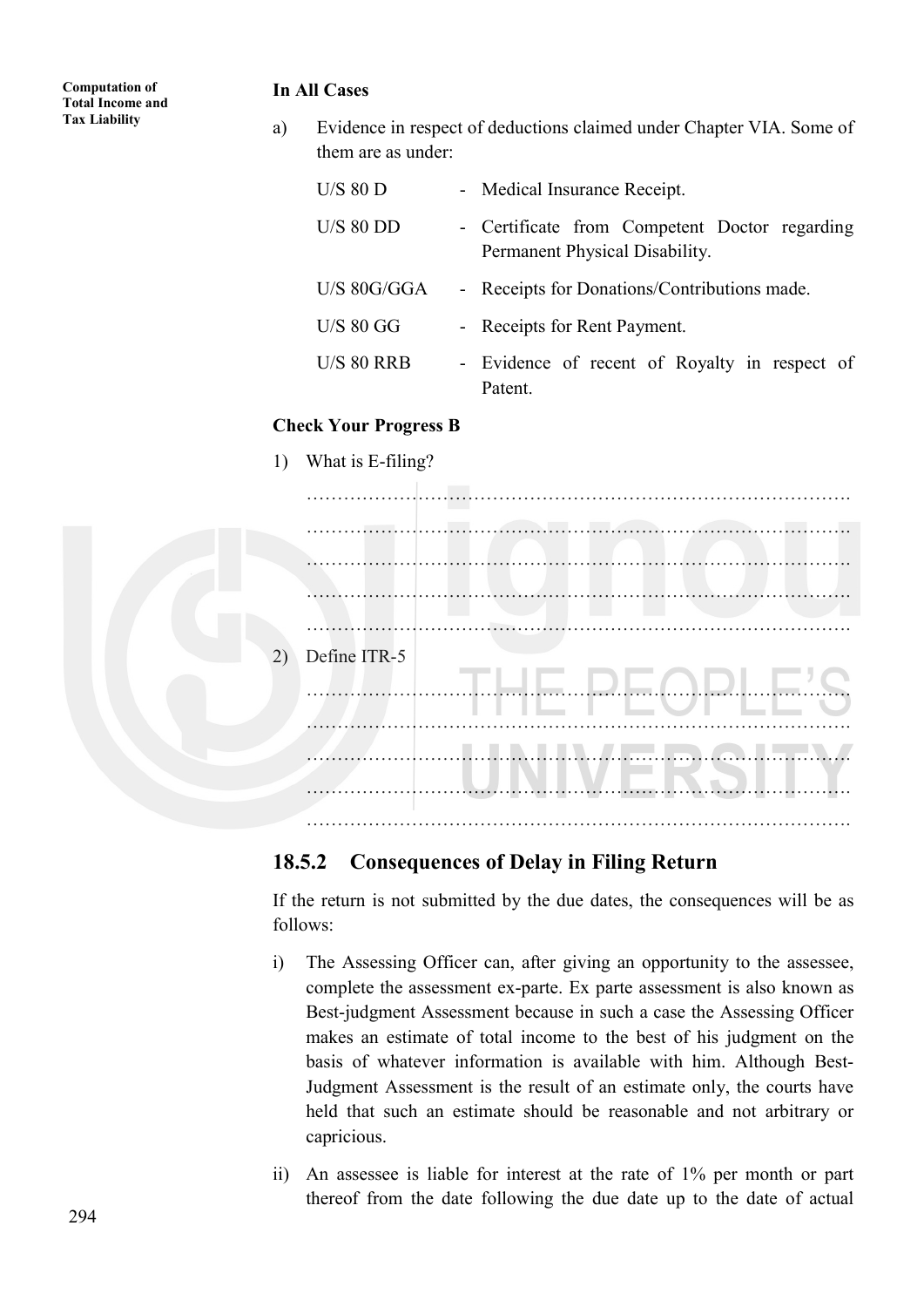**In All Cases**

a) Evidence in respect of deductions claimed under Chapter VIA. Some of them are as under:

| | | |
|---|---|---|
| U/S 80 D | - | Medical Insurance Receipt. |
| U/S 80 DD | - | Certificate from Competent Doctor regarding Permanent Physical Disability. |
| U/S 80G/GGA | - | Receipts for Donations/Contributions made. |
| U/S 80 GG | - | Receipts for Rent Payment. |
| U/S 80 RRB | - | Evidence of recent of Royalty in respect of Patent. |

**Check Your Progress B**

1) What is E-filing?

…………………………………………………………………………….

…………………………………………………………………………….

…………………………………………………………………………….

…………………………………………………………………………….

…………………………………………………………………………….

2) Define ITR-5

…………………………………………………………………………….

…………………………………………………………………………….

…………………………………………………………………………….

…………………………………………………………………………….

…………………………………………………………………………….

## 18.5.2 Consequences of Delay in Filing Return

If the return is not submitted by the due dates, the consequences will be as follows:

i) The Assessing Officer can, after giving an opportunity to the assessee, complete the assessment ex-parte. Ex parte assessment is also known as Best-judgment Assessment because in such a case the Assessing Officer makes an estimate of total income to the best of his judgment on the basis of whatever information is available with him. Although Best-Judgment Assessment is the result of an estimate only, the courts have held that such an estimate should be reasonable and not arbitrary or capricious.

ii) An assessee is liable for interest at the rate of 1% per month or part thereof from the date following the due date up to the date of actual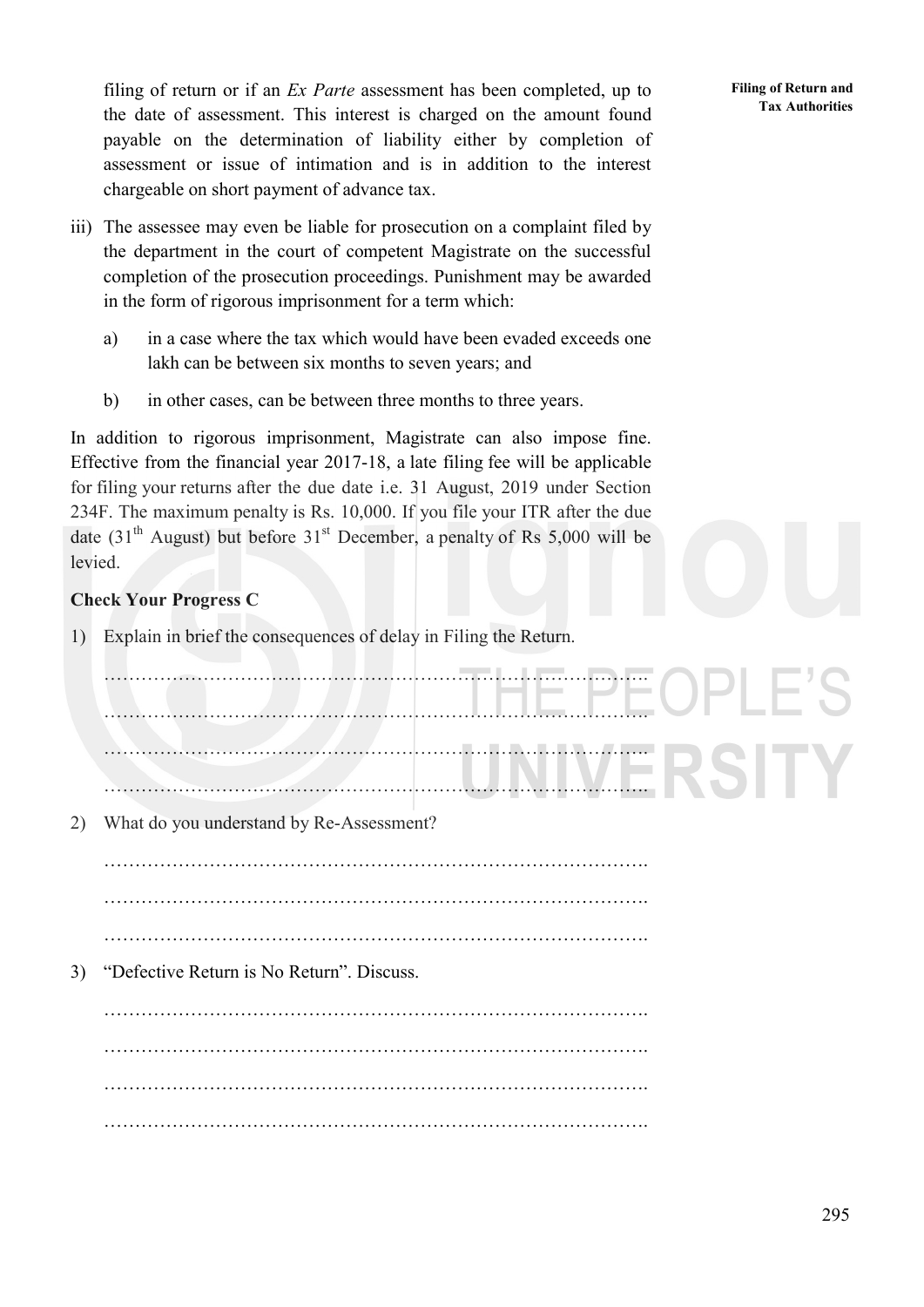filing of return or if an *Ex Parte* assessment has been completed, up to the date of assessment. This interest is charged on the amount found payable on the determination of liability either by completion of assessment or issue of intimation and is in addition to the interest chargeable on short payment of advance tax.

iii) The assessee may even be liable for prosecution on a complaint filed by the department in the court of competent Magistrate on the successful completion of the prosecution proceedings. Punishment may be awarded in the form of rigorous imprisonment for a term which:

   a) in a case where the tax which would have been evaded exceeds one lakh can be between six months to seven years; and

   b) in other cases, can be between three months to three years.

In addition to rigorous imprisonment, Magistrate can also impose fine. Effective from the financial year 2017-18, a late filing fee will be applicable for filing your returns after the due date i.e. 31 August, 2019 under Section 234F. The maximum penalty is Rs. 10,000. If you file your ITR after the due date (31st August) but before 31st December, a penalty of Rs 5,000 will be levied.

**Check Your Progress C**

1) Explain in brief the consequences of delay in Filing the Return.

   ……………………………………………………………………………….

   ……………………………………………………………………………….

   ……………………………………………………………………………….

   ……………………………………………………………………………….

2) What do you understand by Re-Assessment?

   ……………………………………………………………………………….

   ……………………………………………………………………………….

   ……………………………………………………………………………….

3) "Defective Return is No Return". Discuss.

   ……………………………………………………………………………….

   ……………………………………………………………………………….

   ……………………………………………………………………………….

   ……………………………………………………………………………….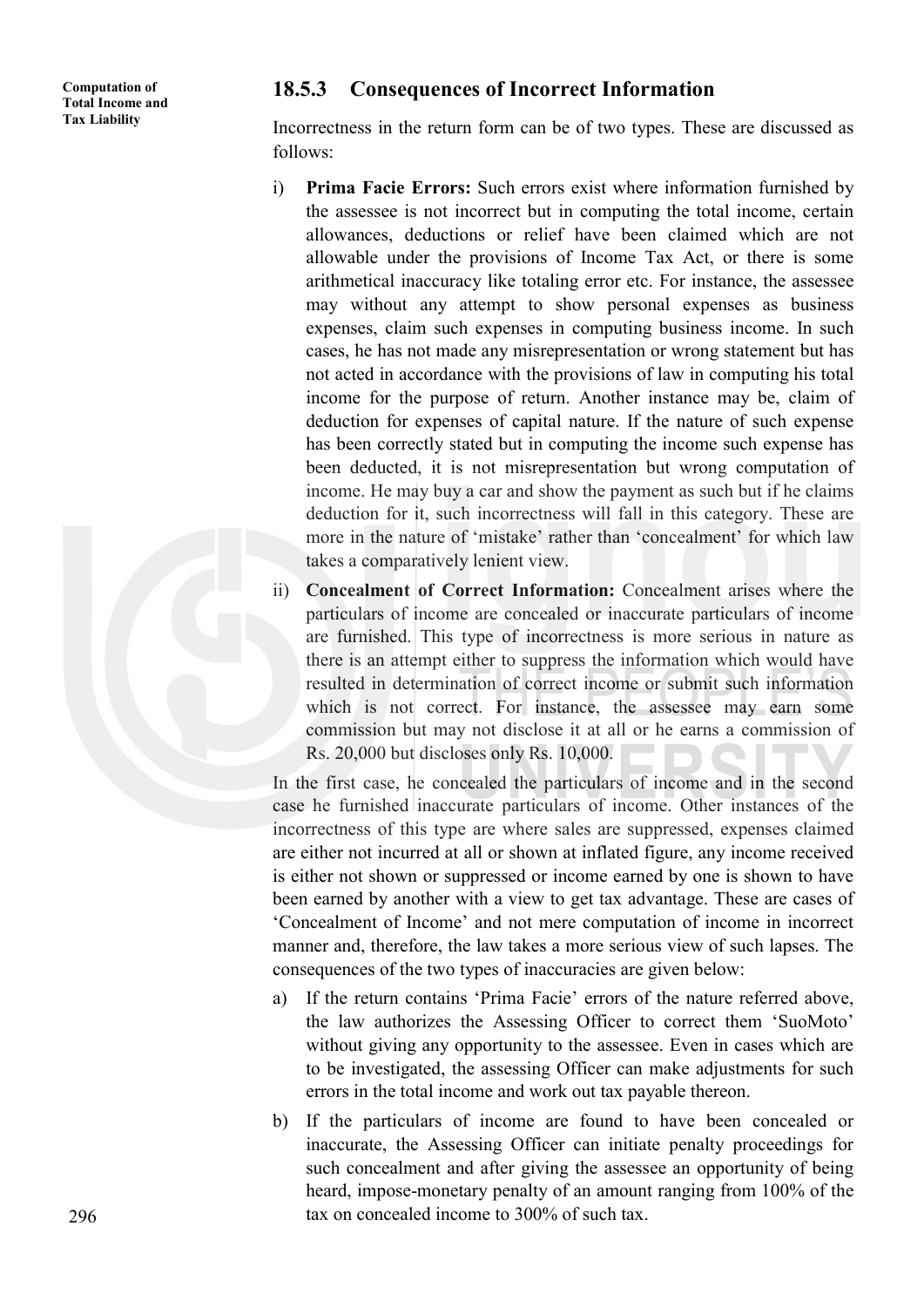### 18.5.3 Consequences of Incorrect Information

Incorrectness in the return form can be of two types. These are discussed as follows:

i) **Prima Facie Errors:** Such errors exist where information furnished by the assessee is not incorrect but in computing the total income, certain allowances, deductions or relief have been claimed which are not allowable under the provisions of Income Tax Act, or there is some arithmetical inaccuracy like totaling error etc. For instance, the assessee may without any attempt to show personal expenses as business expenses, claim such expenses in computing business income. In such cases, he has not made any misrepresentation or wrong statement but has not acted in accordance with the provisions of law in computing his total income for the purpose of return. Another instance may be, claim of deduction for expenses of capital nature. If the nature of such expense has been correctly stated but in computing the income such expense has been deducted, it is not misrepresentation but wrong computation of income. He may buy a car and show the payment as such but if he claims deduction for it, such incorrectness will fall in this category. These are more in the nature of 'mistake' rather than 'concealment' for which law takes a comparatively lenient view.

ii) **Concealment of Correct Information:** Concealment arises where the particulars of income are concealed or inaccurate particulars of income are furnished. This type of incorrectness is more serious in nature as there is an attempt either to suppress the information which would have resulted in determination of correct income or submit such information which is not correct. For instance, the assessee may earn some commission but may not disclose it at all or he earns a commission of Rs. 20,000 but discloses only Rs. 10,000.

In the first case, he concealed the particulars of income and in the second case he furnished inaccurate particulars of income. Other instances of the incorrectness of this type are where sales are suppressed, expenses claimed are either not incurred at all or shown at inflated figure, any income received is either not shown or suppressed or income earned by one is shown to have been earned by another with a view to get tax advantage. These are cases of 'Concealment of Income' and not mere computation of income in incorrect manner and, therefore, the law takes a more serious view of such lapses. The consequences of the two types of inaccuracies are given below:

a) If the return contains 'Prima Facie' errors of the nature referred above, the law authorizes the Assessing Officer to correct them 'SuoMoto' without giving any opportunity to the assessee. Even in cases which are to be investigated, the assessing Officer can make adjustments for such errors in the total income and work out tax payable thereon.

b) If the particulars of income are found to have been concealed or inaccurate, the Assessing Officer can initiate penalty proceedings for such concealment and after giving the assessee an opportunity of being heard, impose-monetary penalty of an amount ranging from 100% of the tax on concealed income to 300% of such tax.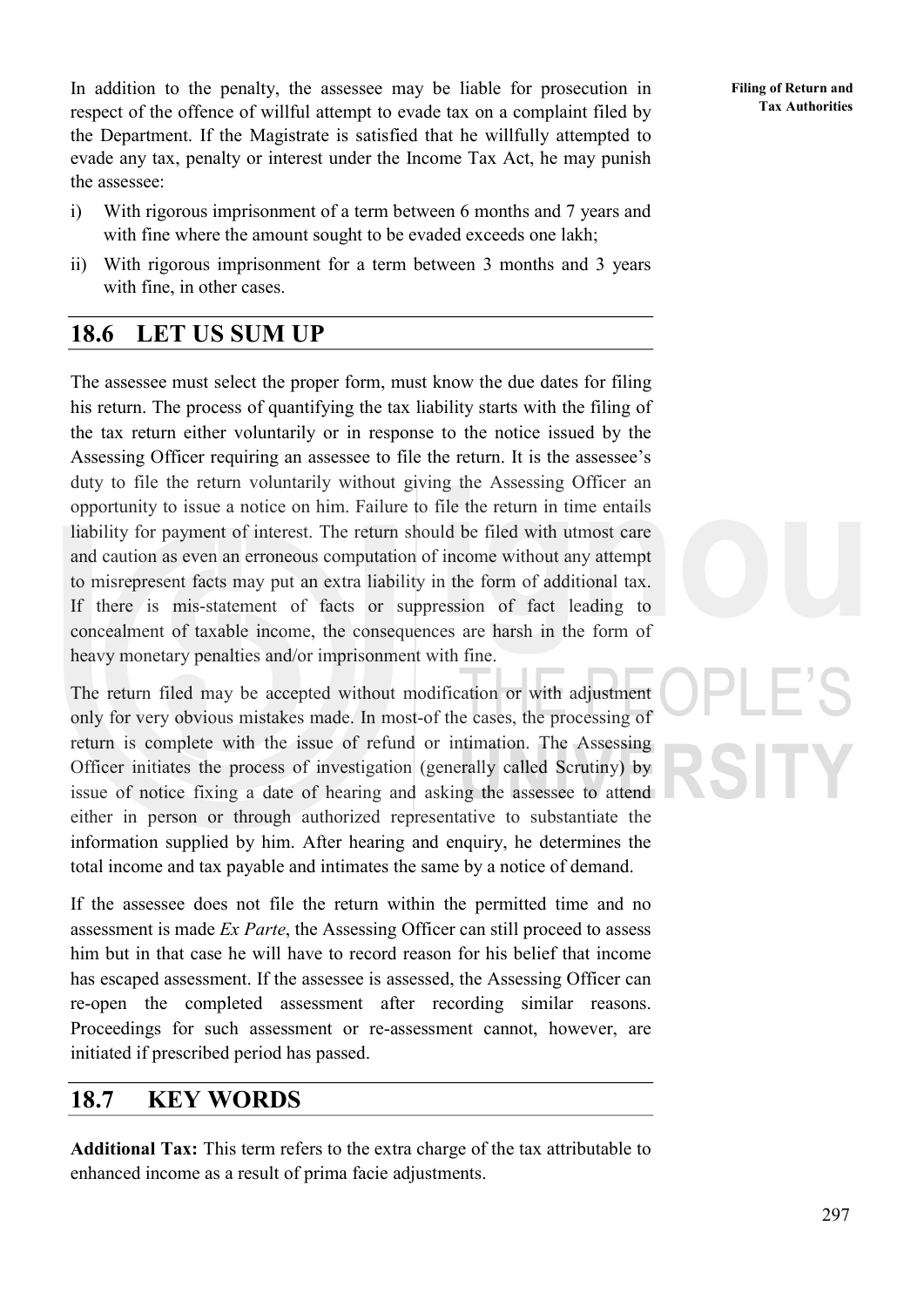In addition to the penalty, the assessee may be liable for prosecution in respect of the offence of willful attempt to evade tax on a complaint filed by the Department. If the Magistrate is satisfied that he willfully attempted to evade any tax, penalty or interest under the Income Tax Act, he may punish the assessee:

i) With rigorous imprisonment of a term between 6 months and 7 years and with fine where the amount sought to be evaded exceeds one lakh;

ii) With rigorous imprisonment for a term between 3 months and 3 years with fine, in other cases.

## 18.6 LET US SUM UP

The assessee must select the proper form, must know the due dates for filing his return. The process of quantifying the tax liability starts with the filing of the tax return either voluntarily or in response to the notice issued by the Assessing Officer requiring an assessee to file the return. It is the assessee's duty to file the return voluntarily without giving the Assessing Officer an opportunity to issue a notice on him. Failure to file the return in time entails liability for payment of interest. The return should be filed with utmost care and caution as even an erroneous computation of income without any attempt to misrepresent facts may put an extra liability in the form of additional tax. If there is mis-statement of facts or suppression of fact leading to concealment of taxable income, the consequences are harsh in the form of heavy monetary penalties and/or imprisonment with fine.

The return filed may be accepted without modification or with adjustment only for very obvious mistakes made. In most-of the cases, the processing of return is complete with the issue of refund or intimation. The Assessing Officer initiates the process of investigation (generally called Scrutiny) by issue of notice fixing a date of hearing and asking the assessee to attend either in person or through authorized representative to substantiate the information supplied by him. After hearing and enquiry, he determines the total income and tax payable and intimates the same by a notice of demand.

If the assessee does not file the return within the permitted time and no assessment is made *Ex Parte*, the Assessing Officer can still proceed to assess him but in that case he will have to record reason for his belief that income has escaped assessment. If the assessee is assessed, the Assessing Officer can re-open the completed assessment after recording similar reasons. Proceedings for such assessment or re-assessment cannot, however, are initiated if prescribed period has passed.

## 18.7 KEY WORDS

**Additional Tax:** This term refers to the extra charge of the tax attributable to enhanced income as a result of prima facie adjustments.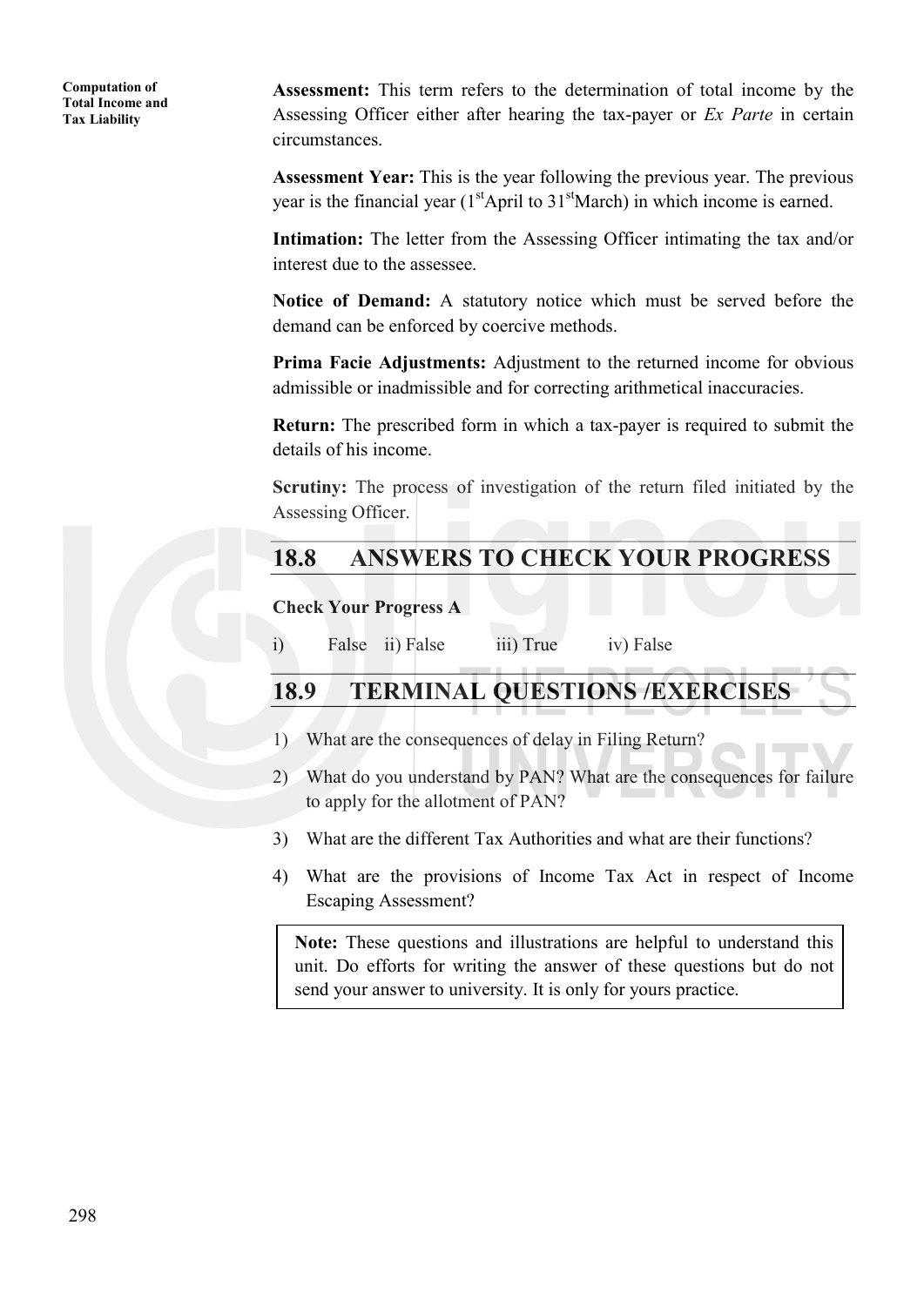**Assessment:** This term refers to the determination of total income by the Assessing Officer either after hearing the tax-payer or *Ex Parte* in certain circumstances.

**Assessment Year:** This is the year following the previous year. The previous year is the financial year (1st April to 31st March) in which income is earned.

**Intimation:** The letter from the Assessing Officer intimating the tax and/or interest due to the assessee.

**Notice of Demand:** A statutory notice which must be served before the demand can be enforced by coercive methods.

**Prima Facie Adjustments:** Adjustment to the returned income for obvious admissible or inadmissible and for correcting arithmetical inaccuracies.

**Return:** The prescribed form in which a tax-payer is required to submit the details of his income.

**Scrutiny:** The process of investigation of the return filed initiated by the Assessing Officer.

## 18.8 ANSWERS TO CHECK YOUR PROGRESS

**Check Your Progress A**

i) False ii) False iii) True iv) False

## 18.9 TERMINAL QUESTIONS /EXERCISES

1) What are the consequences of delay in Filing Return?
2) What do you understand by PAN? What are the consequences for failure to apply for the allotment of PAN?
3) What are the different Tax Authorities and what are their functions?
4) What are the provisions of Income Tax Act in respect of Income Escaping Assessment?

**Note:** These questions and illustrations are helpful to understand this unit. Do efforts for writing the answer of these questions but do not send your answer to university. It is only for yours practice.